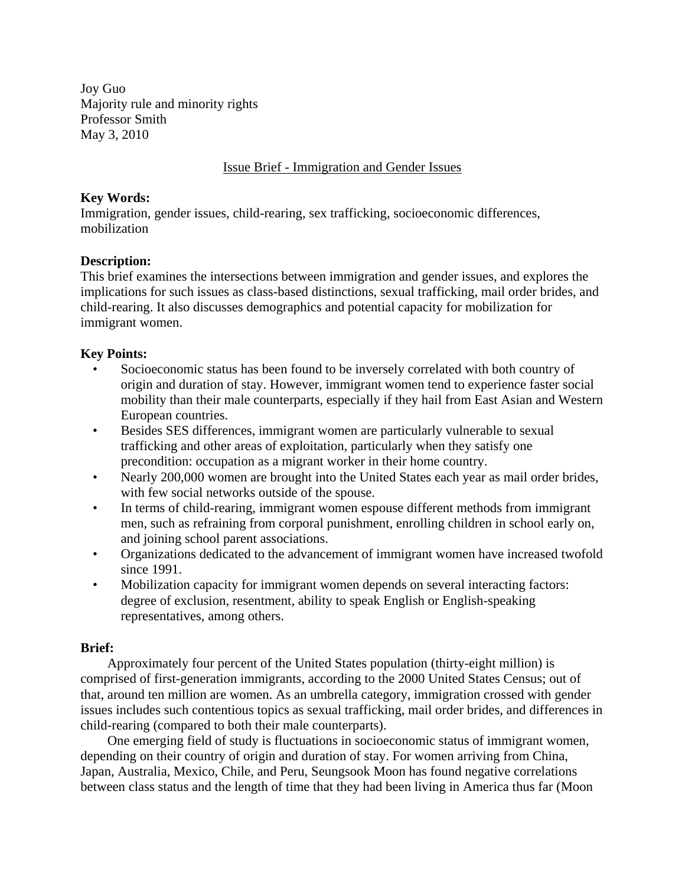Joy Guo
Majority rule and minority rights
Professor Smith
May 3, 2010

Issue Brief - Immigration and Gender Issues

**Key Words:**
Immigration, gender issues, child-rearing, sex trafficking, socioeconomic differences, mobilization

**Description:**
This brief examines the intersections between immigration and gender issues, and explores the implications for such issues as class-based distinctions, sexual trafficking, mail order brides, and child-rearing. It also discusses demographics and potential capacity for mobilization for immigrant women.

**Key Points:**

- Socioeconomic status has been found to be inversely correlated with both country of origin and duration of stay. However, immigrant women tend to experience faster social mobility than their male counterparts, especially if they hail from East Asian and Western European countries.
- Besides SES differences, immigrant women are particularly vulnerable to sexual trafficking and other areas of exploitation, particularly when they satisfy one precondition: occupation as a migrant worker in their home country.
- Nearly 200,000 women are brought into the United States each year as mail order brides, with few social networks outside of the spouse.
- In terms of child-rearing, immigrant women espouse different methods from immigrant men, such as refraining from corporal punishment, enrolling children in school early on, and joining school parent associations.
- Organizations dedicated to the advancement of immigrant women have increased twofold since 1991.
- Mobilization capacity for immigrant women depends on several interacting factors: degree of exclusion, resentment, ability to speak English or English-speaking representatives, among others.

**Brief:**

Approximately four percent of the United States population (thirty-eight million) is comprised of first-generation immigrants, according to the 2000 United States Census; out of that, around ten million are women. As an umbrella category, immigration crossed with gender issues includes such contentious topics as sexual trafficking, mail order brides, and differences in child-rearing (compared to both their male counterparts).

One emerging field of study is fluctuations in socioeconomic status of immigrant women, depending on their country of origin and duration of stay. For women arriving from China, Japan, Australia, Mexico, Chile, and Peru, Seungsook Moon has found negative correlations between class status and the length of time that they had been living in America thus far (Moon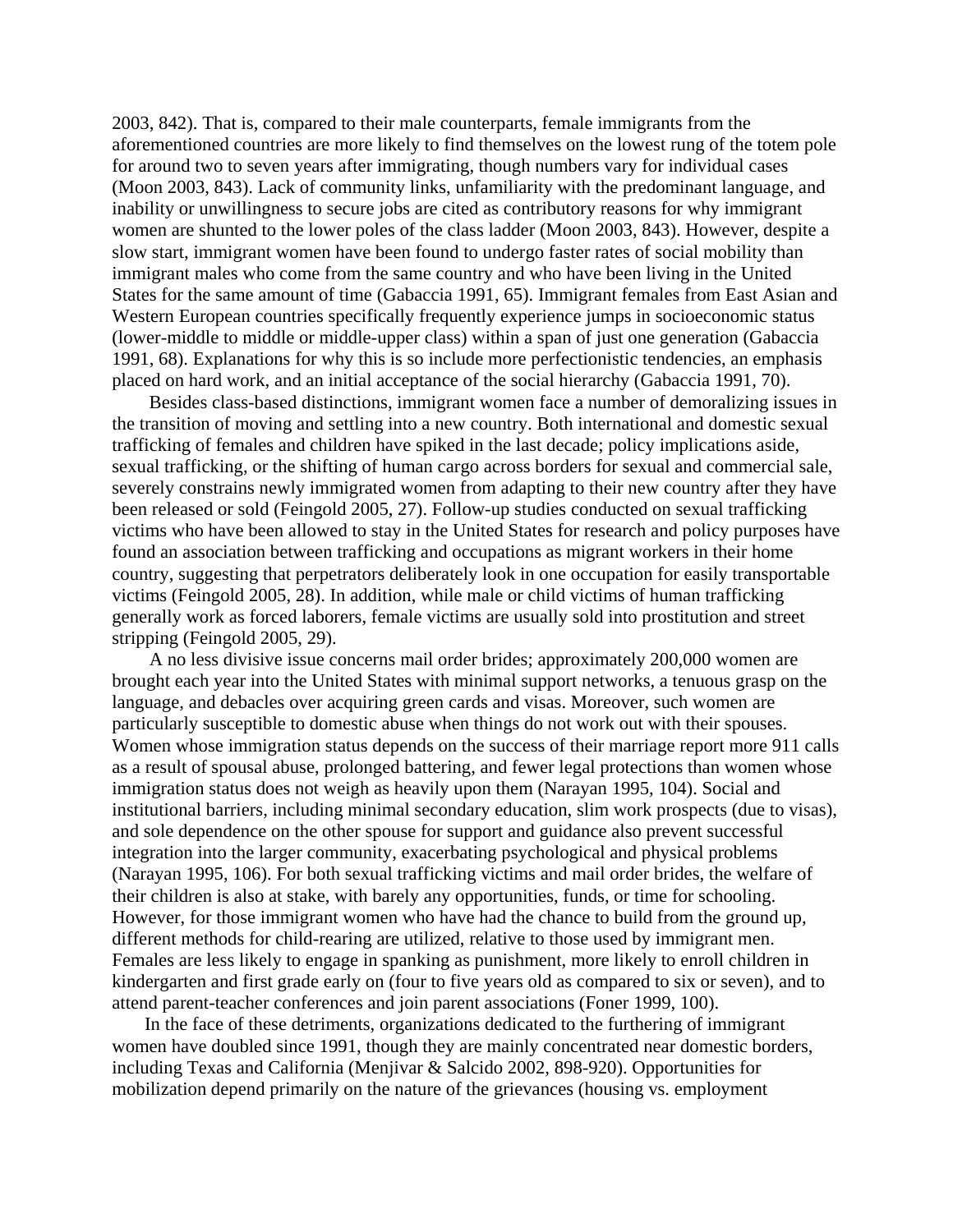2003, 842). That is, compared to their male counterparts, female immigrants from the aforementioned countries are more likely to find themselves on the lowest rung of the totem pole for around two to seven years after immigrating, though numbers vary for individual cases (Moon 2003, 843). Lack of community links, unfamiliarity with the predominant language, and inability or unwillingness to secure jobs are cited as contributory reasons for why immigrant women are shunted to the lower poles of the class ladder (Moon 2003, 843). However, despite a slow start, immigrant women have been found to undergo faster rates of social mobility than immigrant males who come from the same country and who have been living in the United States for the same amount of time (Gabaccia 1991, 65). Immigrant females from East Asian and Western European countries specifically frequently experience jumps in socioeconomic status (lower-middle to middle or middle-upper class) within a span of just one generation (Gabaccia 1991, 68). Explanations for why this is so include more perfectionistic tendencies, an emphasis placed on hard work, and an initial acceptance of the social hierarchy (Gabaccia 1991, 70).

Besides class-based distinctions, immigrant women face a number of demoralizing issues in the transition of moving and settling into a new country. Both international and domestic sexual trafficking of females and children have spiked in the last decade; policy implications aside, sexual trafficking, or the shifting of human cargo across borders for sexual and commercial sale, severely constrains newly immigrated women from adapting to their new country after they have been released or sold (Feingold 2005, 27). Follow-up studies conducted on sexual trafficking victims who have been allowed to stay in the United States for research and policy purposes have found an association between trafficking and occupations as migrant workers in their home country, suggesting that perpetrators deliberately look in one occupation for easily transportable victims (Feingold 2005, 28). In addition, while male or child victims of human trafficking generally work as forced laborers, female victims are usually sold into prostitution and street stripping (Feingold 2005, 29).

A no less divisive issue concerns mail order brides; approximately 200,000 women are brought each year into the United States with minimal support networks, a tenuous grasp on the language, and debacles over acquiring green cards and visas. Moreover, such women are particularly susceptible to domestic abuse when things do not work out with their spouses. Women whose immigration status depends on the success of their marriage report more 911 calls as a result of spousal abuse, prolonged battering, and fewer legal protections than women whose immigration status does not weigh as heavily upon them (Narayan 1995, 104). Social and institutional barriers, including minimal secondary education, slim work prospects (due to visas), and sole dependence on the other spouse for support and guidance also prevent successful integration into the larger community, exacerbating psychological and physical problems (Narayan 1995, 106). For both sexual trafficking victims and mail order brides, the welfare of their children is also at stake, with barely any opportunities, funds, or time for schooling. However, for those immigrant women who have had the chance to build from the ground up, different methods for child-rearing are utilized, relative to those used by immigrant men. Females are less likely to engage in spanking as punishment, more likely to enroll children in kindergarten and first grade early on (four to five years old as compared to six or seven), and to attend parent-teacher conferences and join parent associations (Foner 1999, 100).

In the face of these detriments, organizations dedicated to the furthering of immigrant women have doubled since 1991, though they are mainly concentrated near domestic borders, including Texas and California (Menjivar & Salcido 2002, 898-920). Opportunities for mobilization depend primarily on the nature of the grievances (housing vs. employment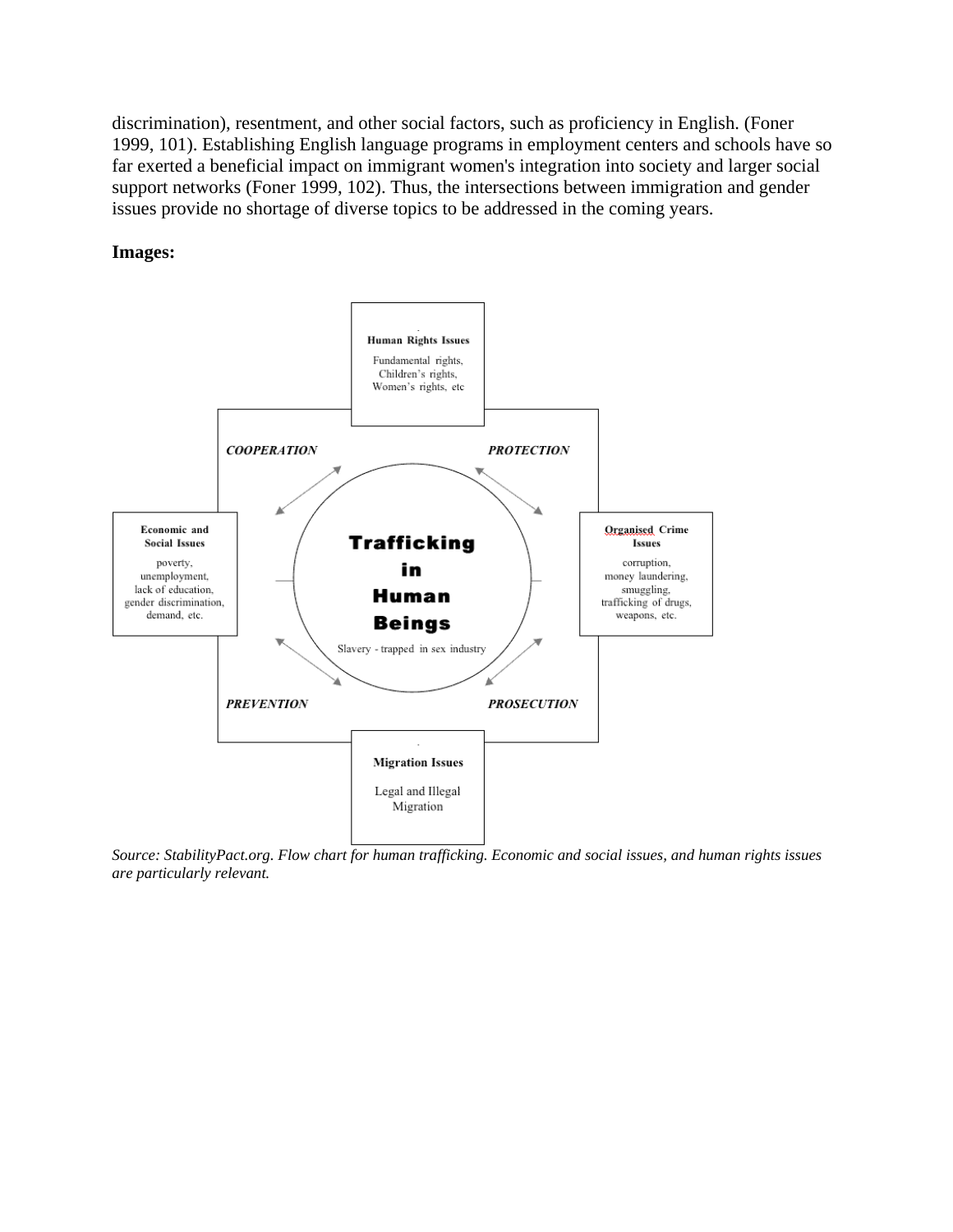discrimination), resentment, and other social factors, such as proficiency in English. (Foner 1999, 101). Establishing English language programs in employment centers and schools have so far exerted a beneficial impact on immigrant women's integration into society and larger social support networks (Foner 1999, 102). Thus, the intersections between immigration and gender issues provide no shortage of diverse topics to be addressed in the coming years.

**Images:**

**Human Rights Issues**
Fundamental rights, Children's rights, Women's rights, etc

***COOPERATION*** ***PROTECTION***

**Economic and Social Issues**
poverty, unemployment, lack of education, gender discrimination, demand, etc.

**Trafficking in Human Beings**
Slavery - trapped in sex industry

**Organised Crime Issues**
corruption, money laundering, smuggling, trafficking of drugs, weapons, etc.

***PREVENTION*** ***PROSECUTION***

**Migration Issues**
Legal and Illegal Migration

*Source: StabilityPact.org. Flow chart for human trafficking. Economic and social issues, and human rights issues are particularly relevant.*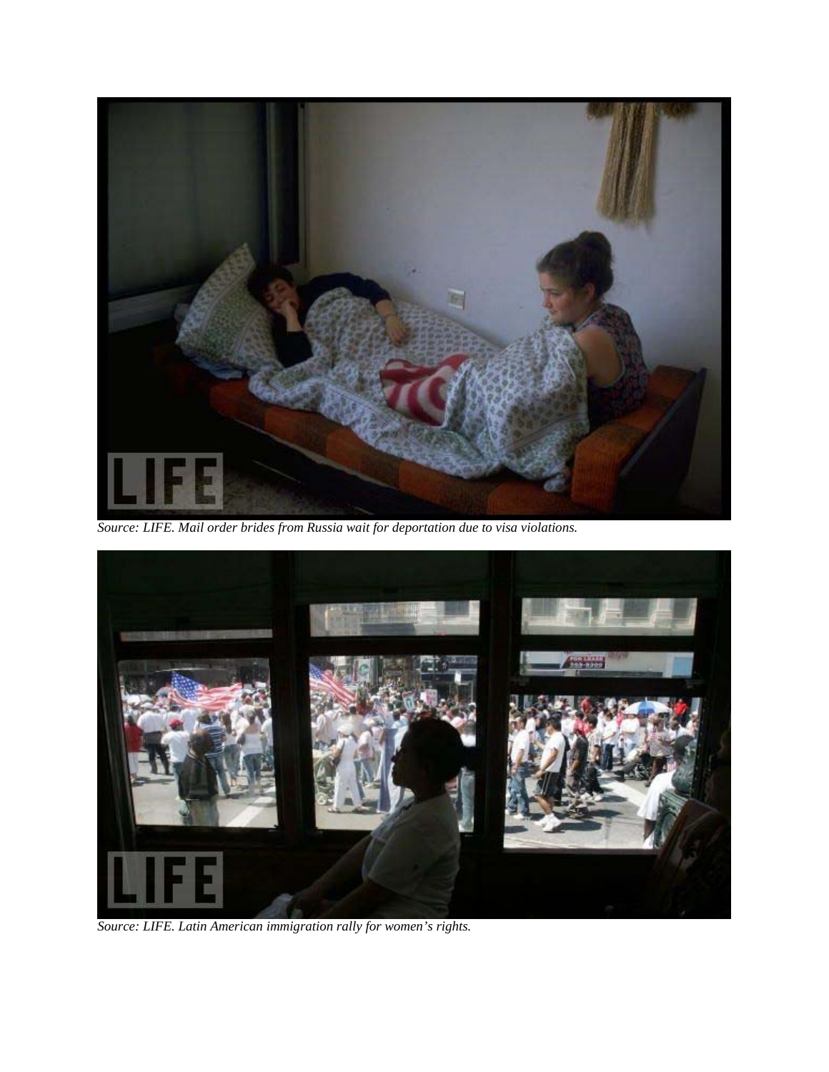*Source: LIFE. Mail order brides from Russia wait for deportation due to visa violations.*

*Source: LIFE. Latin American immigration rally for women's rights.*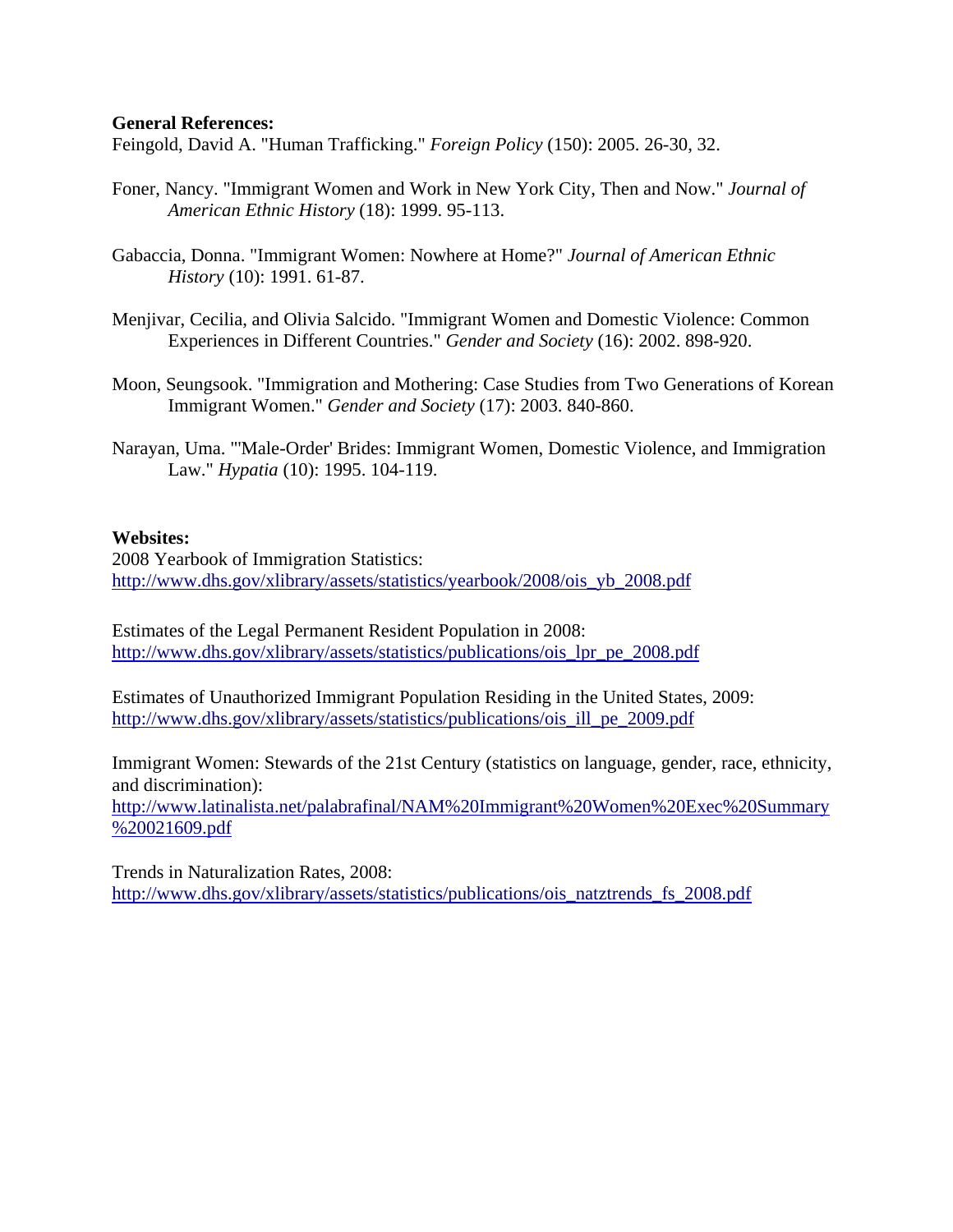**General References:**

Feingold, David A. "Human Trafficking." *Foreign Policy* (150): 2005. 26-30, 32.

Foner, Nancy. "Immigrant Women and Work in New York City, Then and Now." *Journal of American Ethnic History* (18): 1999. 95-113.

Gabaccia, Donna. "Immigrant Women: Nowhere at Home?" *Journal of American Ethnic History* (10): 1991. 61-87.

Menjivar, Cecilia, and Olivia Salcido. "Immigrant Women and Domestic Violence: Common Experiences in Different Countries." *Gender and Society* (16): 2002. 898-920.

Moon, Seungsook. "Immigration and Mothering: Case Studies from Two Generations of Korean Immigrant Women." *Gender and Society* (17): 2003. 840-860.

Narayan, Uma. "'Male-Order' Brides: Immigrant Women, Domestic Violence, and Immigration Law." *Hypatia* (10): 1995. 104-119.

**Websites:**

2008 Yearbook of Immigration Statistics:
http://www.dhs.gov/xlibrary/assets/statistics/yearbook/2008/ois_yb_2008.pdf

Estimates of the Legal Permanent Resident Population in 2008:
http://www.dhs.gov/xlibrary/assets/statistics/publications/ois_lpr_pe_2008.pdf

Estimates of Unauthorized Immigrant Population Residing in the United States, 2009:
http://www.dhs.gov/xlibrary/assets/statistics/publications/ois_ill_pe_2009.pdf

Immigrant Women: Stewards of the 21st Century (statistics on language, gender, race, ethnicity, and discrimination):
http://www.latinalista.net/palabrafinal/NAM%20Immigrant%20Women%20Exec%20Summary%20021609.pdf

Trends in Naturalization Rates, 2008:
http://www.dhs.gov/xlibrary/assets/statistics/publications/ois_natztrends_fs_2008.pdf